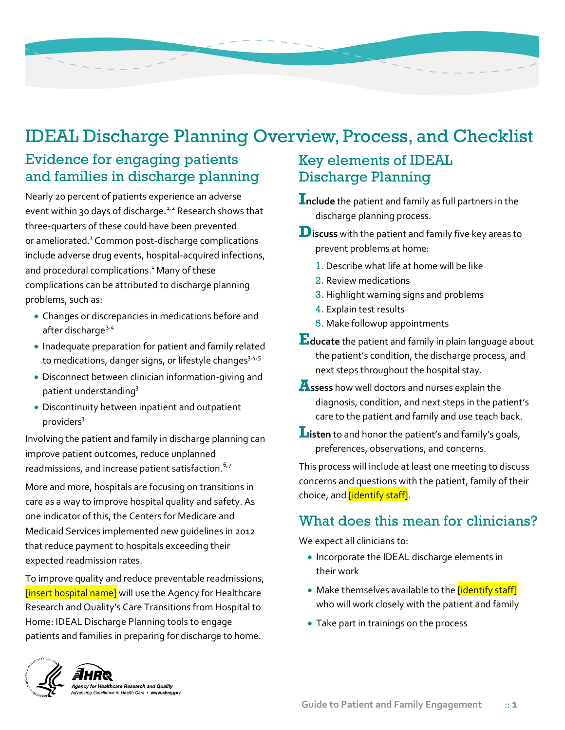# IDEAL Discharge Planning Overview, Process, and Checklist

## Evidence for engaging patients and families in discharge planning

Nearly 20 percent of patients experience an adverse event within 30 days of discharge.[1,2] Research shows that three-quarters of these could have been prevented or ameliorated.[1] Common post-discharge complications include adverse drug events, hospital-acquired infections, and procedural complications.[1] Many of these complications can be attributed to discharge planning problems, such as:

- Changes or discrepancies in medications before and after discharge[3,4]
- Inadequate preparation for patient and family related to medications, danger signs, or lifestyle changes[3,4,5]
- Disconnect between clinician information-giving and patient understanding[3]
- Discontinuity between inpatient and outpatient providers[3]

Involving the patient and family in discharge planning can improve patient outcomes, reduce unplanned readmissions, and increase patient satisfaction.[6,7]

More and more, hospitals are focusing on transitions in care as a way to improve hospital quality and safety. As one indicator of this, the Centers for Medicare and Medicaid Services implemented new guidelines in 2012 that reduce payment to hospitals exceeding their expected readmission rates.

To improve quality and reduce preventable readmissions, [insert hospital name] will use the Agency for Healthcare Research and Quality's Care Transitions from Hospital to Home: IDEAL Discharge Planning tools to engage patients and families in preparing for discharge to home.

## Key elements of IDEAL Discharge Planning

**Include** the patient and family as full partners in the discharge planning process.

**Discuss** with the patient and family five key areas to prevent problems at home:

1. Describe what life at home will be like
2. Review medications
3. Highlight warning signs and problems
4. Explain test results
5. Make followup appointments

**Educate** the patient and family in plain language about the patient's condition, the discharge process, and next steps throughout the hospital stay.

**Assess** how well doctors and nurses explain the diagnosis, condition, and next steps in the patient's care to the patient and family and use teach back.

**Listen** to and honor the patient's and family's goals, preferences, observations, and concerns.

This process will include at least one meeting to discuss concerns and questions with the patient, family of their choice, and [identify staff].

## What does this mean for clinicians?

We expect all clinicians to:

- Incorporate the IDEAL discharge elements in their work
- Make themselves available to the [identify staff] who will work closely with the patient and family
- Take part in trainings on the process

AHRQ Agency for Healthcare Research and Quality
Advancing Excellence in Health Care • www.ahrq.gov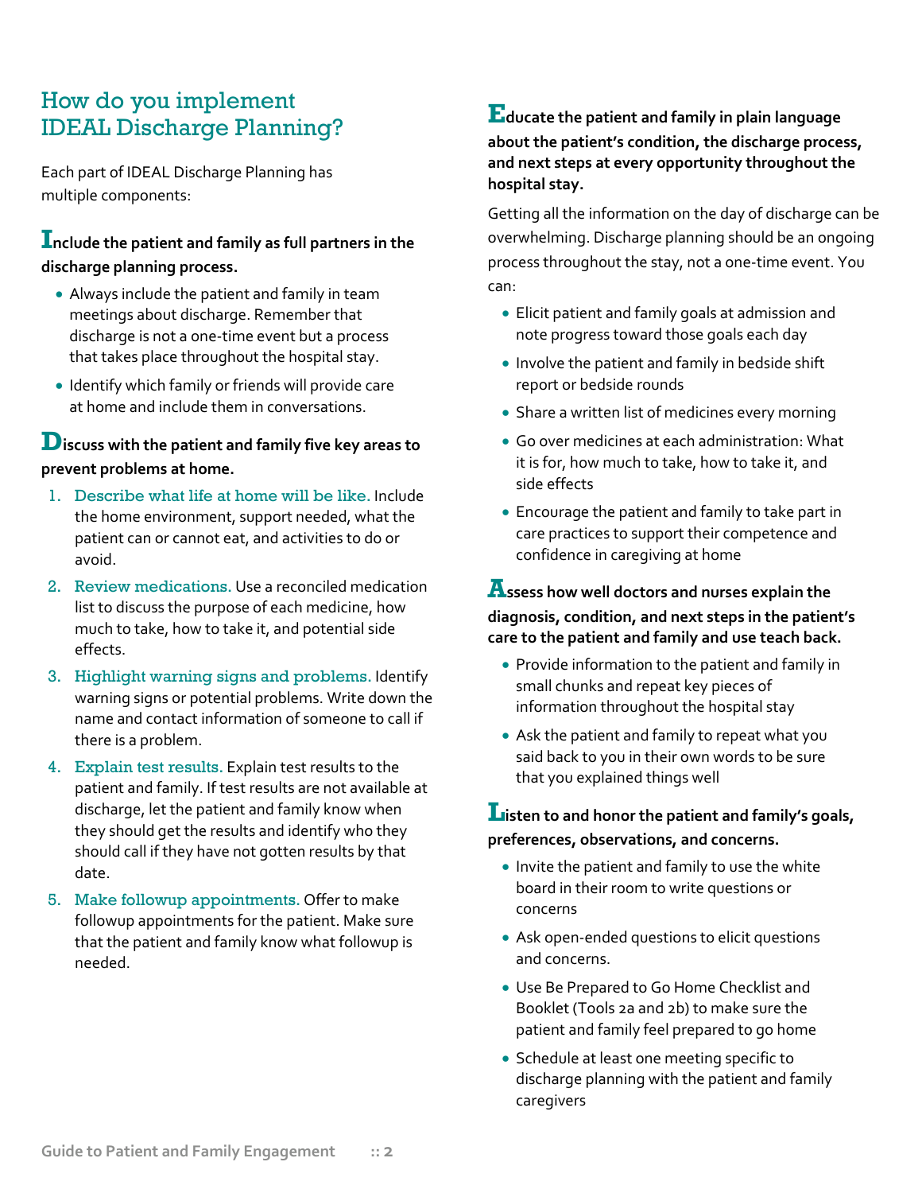## How do you implement IDEAL Discharge Planning?

Each part of IDEAL Discharge Planning has multiple components:

### Include the patient and family as full partners in the discharge planning process.

- Always include the patient and family in team meetings about discharge. Remember that discharge is not a one-time event but a process that takes place throughout the hospital stay.
- Identify which family or friends will provide care at home and include them in conversations.

### Discuss with the patient and family five key areas to prevent problems at home.

1. Describe what life at home will be like. Include the home environment, support needed, what the patient can or cannot eat, and activities to do or avoid.
2. Review medications. Use a reconciled medication list to discuss the purpose of each medicine, how much to take, how to take it, and potential side effects.
3. Highlight warning signs and problems. Identify warning signs or potential problems. Write down the name and contact information of someone to call if there is a problem.
4. Explain test results. Explain test results to the patient and family. If test results are not available at discharge, let the patient and family know when they should get the results and identify who they should call if they have not gotten results by that date.
5. Make followup appointments. Offer to make followup appointments for the patient. Make sure that the patient and family know what followup is needed.

### Educate the patient and family in plain language about the patient's condition, the discharge process, and next steps at every opportunity throughout the hospital stay.

Getting all the information on the day of discharge can be overwhelming. Discharge planning should be an ongoing process throughout the stay, not a one-time event. You can:

- Elicit patient and family goals at admission and note progress toward those goals each day
- Involve the patient and family in bedside shift report or bedside rounds
- Share a written list of medicines every morning
- Go over medicines at each administration: What it is for, how much to take, how to take it, and side effects
- Encourage the patient and family to take part in care practices to support their competence and confidence in caregiving at home

### Assess how well doctors and nurses explain the diagnosis, condition, and next steps in the patient's care to the patient and family and use teach back.

- Provide information to the patient and family in small chunks and repeat key pieces of information throughout the hospital stay
- Ask the patient and family to repeat what you said back to you in their own words to be sure that you explained things well

### Listen to and honor the patient and family's goals, preferences, observations, and concerns.

- Invite the patient and family to use the white board in their room to write questions or concerns
- Ask open-ended questions to elicit questions and concerns.
- Use Be Prepared to Go Home Checklist and Booklet (Tools 2a and 2b) to make sure the patient and family feel prepared to go home
- Schedule at least one meeting specific to discharge planning with the patient and family caregivers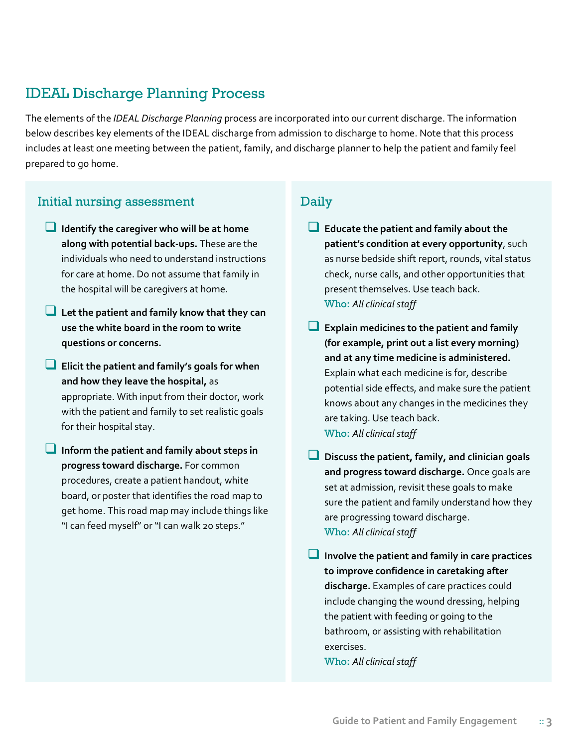## IDEAL Discharge Planning Process

The elements of the *IDEAL Discharge Planning* process are incorporated into our current discharge. The information below describes key elements of the IDEAL discharge from admission to discharge to home. Note that this process includes at least one meeting between the patient, family, and discharge planner to help the patient and family feel prepared to go home.

### Initial nursing assessment

- ❑ **Identify the caregiver who will be at home along with potential back-ups.** These are the individuals who need to understand instructions for care at home. Do not assume that family in the hospital will be caregivers at home.
- ❑ **Let the patient and family know that they can use the white board in the room to write questions or concerns.**
- ❑ **Elicit the patient and family's goals for when and how they leave the hospital,** as appropriate. With input from their doctor, work with the patient and family to set realistic goals for their hospital stay.
- ❑ **Inform the patient and family about steps in progress toward discharge.** For common procedures, create a patient handout, white board, or poster that identifies the road map to get home. This road map may include things like "I can feed myself" or "I can walk 20 steps."

### Daily

- ❑ **Educate the patient and family about the patient's condition at every opportunity**, such as nurse bedside shift report, rounds, vital status check, nurse calls, and other opportunities that present themselves. Use teach back.
  Who: *All clinical staff*
- ❑ **Explain medicines to the patient and family (for example, print out a list every morning) and at any time medicine is administered.** Explain what each medicine is for, describe potential side effects, and make sure the patient knows about any changes in the medicines they are taking. Use teach back.
  Who: *All clinical staff*
- ❑ **Discuss the patient, family, and clinician goals and progress toward discharge.** Once goals are set at admission, revisit these goals to make sure the patient and family understand how they are progressing toward discharge.
  Who: *All clinical staff*
- ❑ **Involve the patient and family in care practices to improve confidence in caretaking after discharge.** Examples of care practices could include changing the wound dressing, helping the patient with feeding or going to the bathroom, or assisting with rehabilitation exercises.
  Who: *All clinical staff*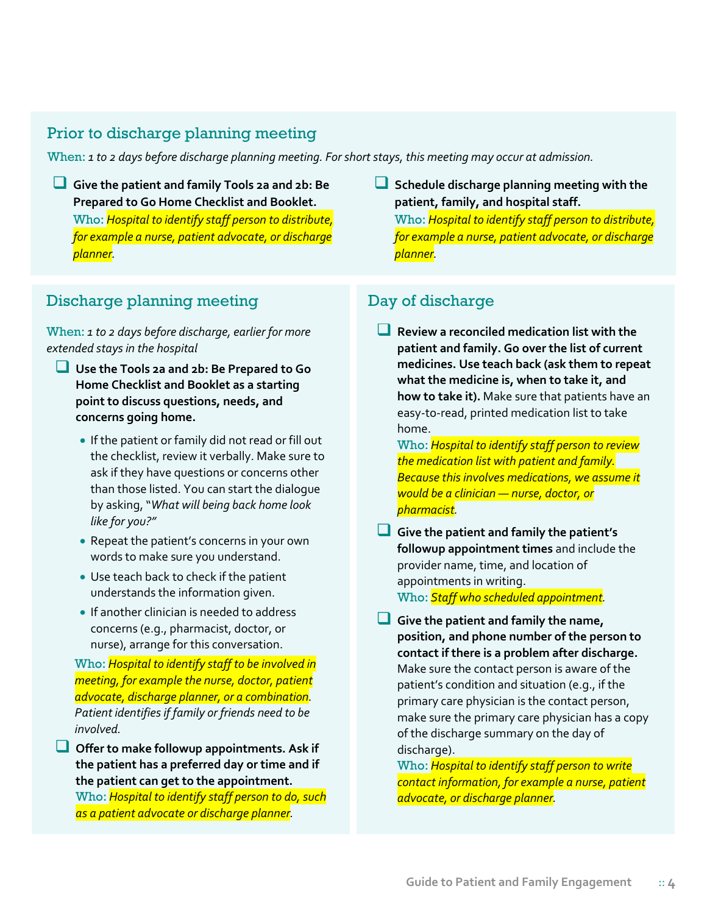## Prior to discharge planning meeting

**When:** *1 to 2 days before discharge planning meeting. For short stays, this meeting may occur at admission.*

- ❑ **Give the patient and family Tools 2a and 2b: Be Prepared to Go Home Checklist and Booklet.**
  **Who:** *Hospital to identify staff person to distribute, for example a nurse, patient advocate, or discharge planner.*

- ❑ **Schedule discharge planning meeting with the patient, family, and hospital staff.**
  **Who:** *Hospital to identify staff person to distribute, for example a nurse, patient advocate, or discharge planner.*

## Discharge planning meeting

**When:** *1 to 2 days before discharge, earlier for more extended stays in the hospital*

- ❑ **Use the Tools 2a and 2b: Be Prepared to Go Home Checklist and Booklet as a starting point to discuss questions, needs, and concerns going home.**
  - If the patient or family did not read or fill out the checklist, review it verbally. Make sure to ask if they have questions or concerns other than those listed. You can start the dialogue by asking, "*What will being back home look like for you?*"
  - Repeat the patient's concerns in your own words to make sure you understand.
  - Use teach back to check if the patient understands the information given.
  - If another clinician is needed to address concerns (e.g., pharmacist, doctor, or nurse), arrange for this conversation.

  **Who:** *Hospital to identify staff to be involved in meeting, for example the nurse, doctor, patient advocate, discharge planner, or a combination. Patient identifies if family or friends need to be involved.*

- ❑ **Offer to make followup appointments. Ask if the patient has a preferred day or time and if the patient can get to the appointment.**
  **Who:** *Hospital to identify staff person to do, such as a patient advocate or discharge planner.*

## Day of discharge

- ❑ **Review a reconciled medication list with the patient and family. Go over the list of current medicines. Use teach back (ask them to repeat what the medicine is, when to take it, and how to take it).** Make sure that patients have an easy-to-read, printed medication list to take home.
  **Who:** *Hospital to identify staff person to review the medication list with patient and family. Because this involves medications, we assume it would be a clinician — nurse, doctor, or pharmacist.*

- ❑ **Give the patient and family the patient's followup appointment times** and include the provider name, time, and location of appointments in writing.
  **Who:** *Staff who scheduled appointment.*

- ❑ **Give the patient and family the name, position, and phone number of the person to contact if there is a problem after discharge.** Make sure the contact person is aware of the patient's condition and situation (e.g., if the primary care physician is the contact person, make sure the primary care physician has a copy of the discharge summary on the day of discharge).
  **Who:** *Hospital to identify staff person to write contact information, for example a nurse, patient advocate, or discharge planner.*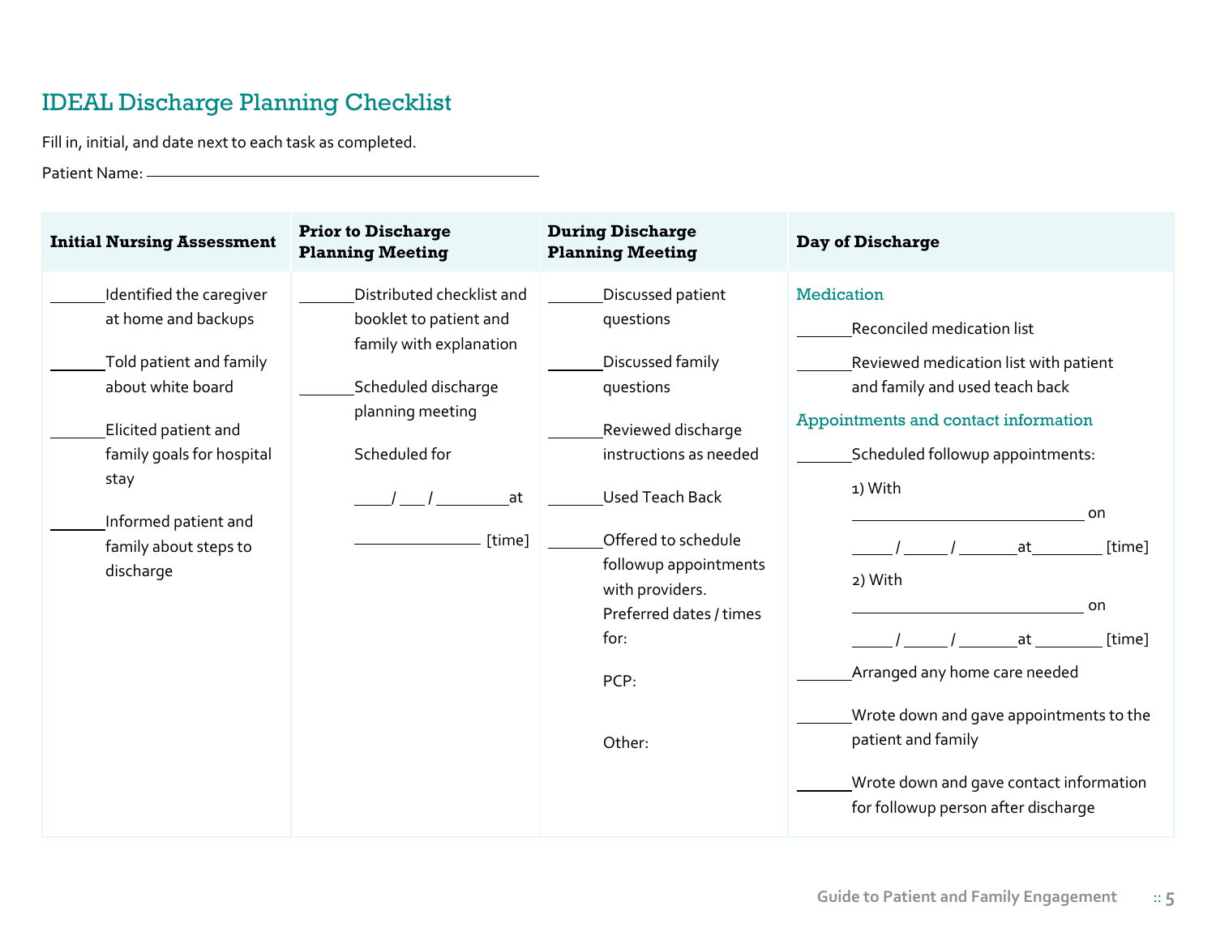# IDEAL Discharge Planning Checklist

Fill in, initial, and date next to each task as completed.

Patient Name: ____________________________________________

| Initial Nursing Assessment | Prior to Discharge Planning Meeting | During Discharge Planning Meeting | Day of Discharge |
|---|---|---|---|
| _______Identified the caregiver at home and backups<br><br>_______Told patient and family about white board<br><br>_______Elicited patient and family goals for hospital stay<br><br>_______Informed patient and family about steps to discharge | _______Distributed checklist and booklet to patient and family with explanation<br><br>_______Scheduled discharge planning meeting<br><br>Scheduled for<br><br>_____/ ___ / _________at<br><br>________________ [time] | _______Discussed patient questions<br><br>_______Discussed family questions<br><br>_______Reviewed discharge instructions as needed<br><br>_______Used Teach Back<br><br>_______Offered to schedule followup appointments with providers. Preferred dates / times for:<br><br>PCP:<br><br>Other: | **Medication**<br><br>_______Reconciled medication list<br><br>_______Reviewed medication list with patient and family and used teach back<br><br>**Appointments and contact information**<br><br>_______Scheduled followup appointments:<br><br>1) With ____________________________ on<br><br>_____ / _____ / _______at_________ [time]<br><br>2) With ____________________________ on<br><br>_____ / _____ / _______at _________ [time]<br><br>_______Arranged any home care needed<br><br>_______Wrote down and gave appointments to the patient and family<br><br>_______Wrote down and gave contact information for followup person after discharge |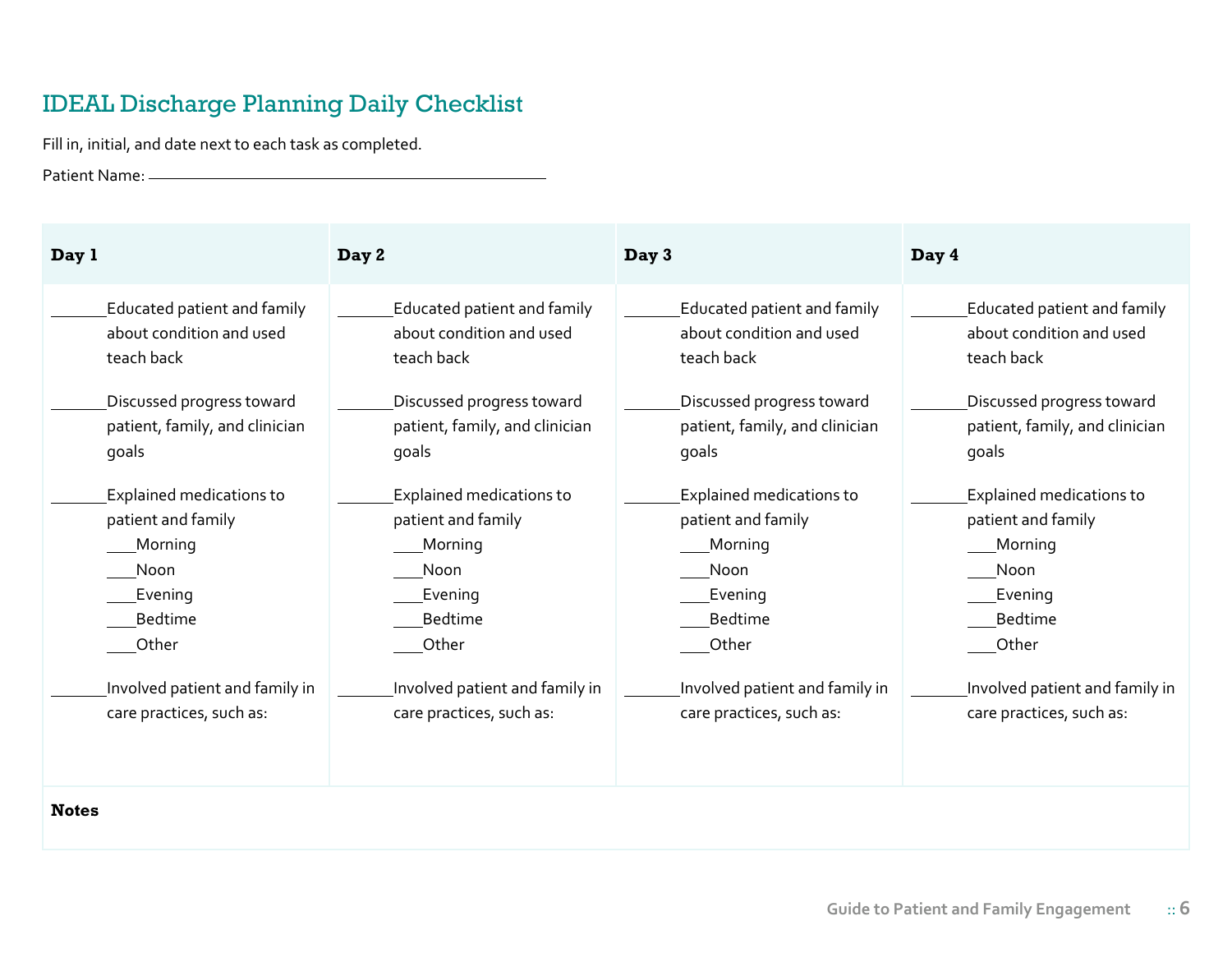# IDEAL Discharge Planning Daily Checklist

Fill in, initial, and date next to each task as completed.

Patient Name: ______________________________________________

| Day 1 | Day 2 | Day 3 | Day 4 |
|---|---|---|---|
| _______Educated patient and family about condition and used teach back | _______Educated patient and family about condition and used teach back | _______Educated patient and family about condition and used teach back | _______Educated patient and family about condition and used teach back |
| _______Discussed progress toward patient, family, and clinician goals | _______Discussed progress toward patient, family, and clinician goals | _______Discussed progress toward patient, family, and clinician goals | _______Discussed progress toward patient, family, and clinician goals |
| _______Explained medications to patient and family<br>____Morning<br>____Noon<br>____Evening<br>____Bedtime<br>____Other | _______Explained medications to patient and family<br>____Morning<br>____Noon<br>____Evening<br>____Bedtime<br>____Other | _______Explained medications to patient and family<br>____Morning<br>____Noon<br>____Evening<br>____Bedtime<br>____Other | _______Explained medications to patient and family<br>____Morning<br>____Noon<br>____Evening<br>____Bedtime<br>____Other |
| _______Involved patient and family in care practices, such as: | _______Involved patient and family in care practices, such as: | _______Involved patient and family in care practices, such as: | _______Involved patient and family in care practices, such as: |

**Notes**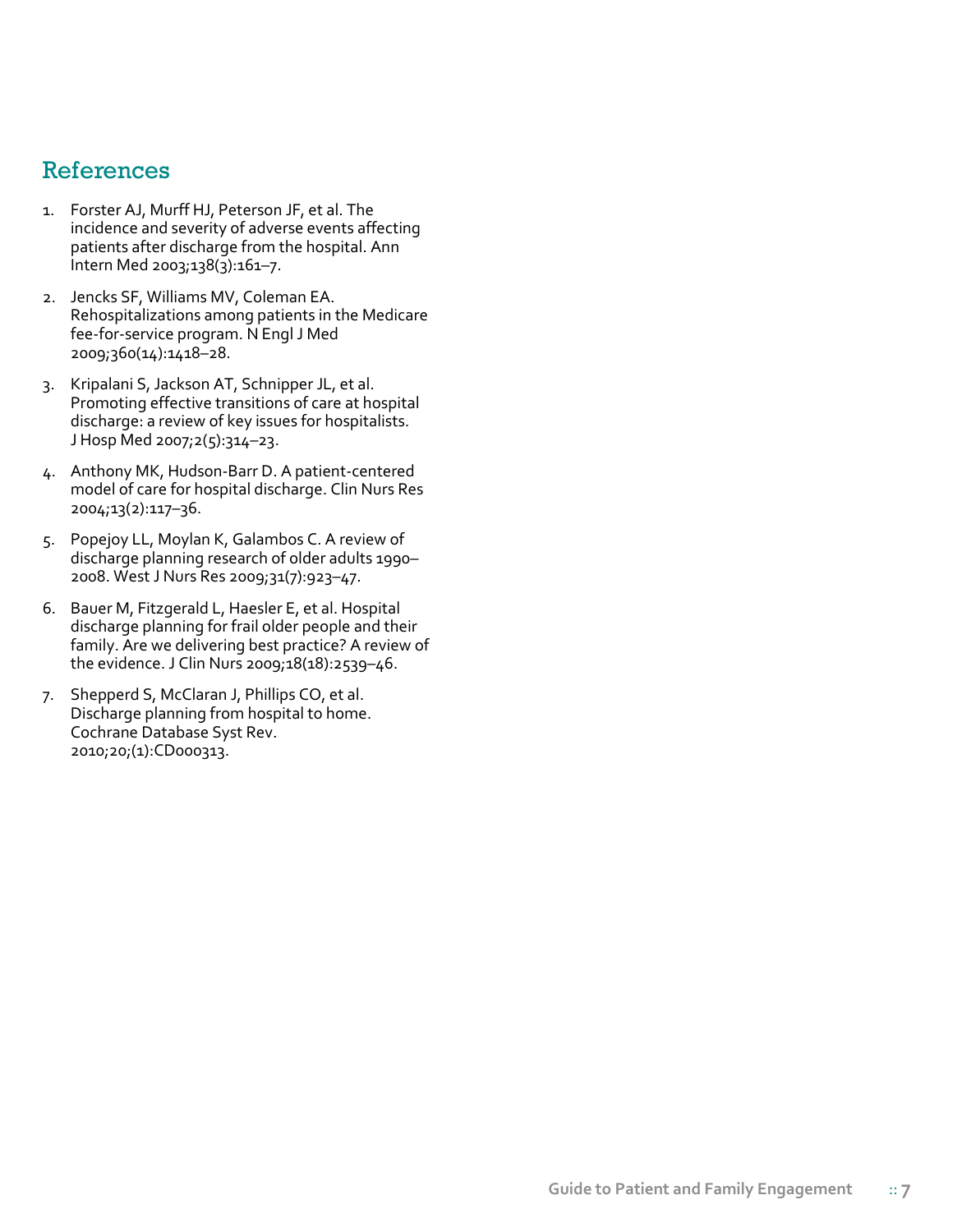## References

1. Forster AJ, Murff HJ, Peterson JF, et al. The incidence and severity of adverse events affecting patients after discharge from the hospital. Ann Intern Med 2003;138(3):161–7.
2. Jencks SF, Williams MV, Coleman EA. Rehospitalizations among patients in the Medicare fee-for-service program. N Engl J Med 2009;360(14):1418–28.
3. Kripalani S, Jackson AT, Schnipper JL, et al. Promoting effective transitions of care at hospital discharge: a review of key issues for hospitalists. J Hosp Med 2007;2(5):314–23.
4. Anthony MK, Hudson-Barr D. A patient-centered model of care for hospital discharge. Clin Nurs Res 2004;13(2):117–36.
5. Popejoy LL, Moylan K, Galambos C. A review of discharge planning research of older adults 1990–2008. West J Nurs Res 2009;31(7):923–47.
6. Bauer M, Fitzgerald L, Haesler E, et al. Hospital discharge planning for frail older people and their family. Are we delivering best practice? A review of the evidence. J Clin Nurs 2009;18(18):2539–46.
7. Shepperd S, McClaran J, Phillips CO, et al. Discharge planning from hospital to home. Cochrane Database Syst Rev. 2010;20;(1):CD000313.